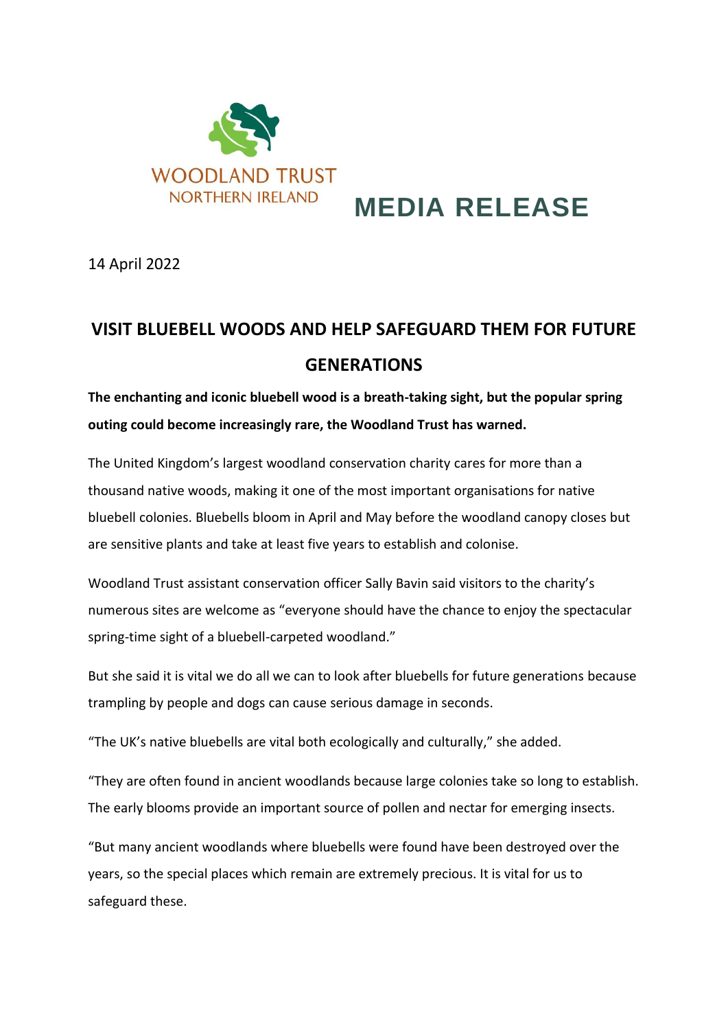WOODLAND TRUST
NORTHERN IRELAND

**MEDIA RELEASE**

14 April 2022

# VISIT BLUEBELL WOODS AND HELP SAFEGUARD THEM FOR FUTURE GENERATIONS

**The enchanting and iconic bluebell wood is a breath-taking sight, but the popular spring outing could become increasingly rare, the Woodland Trust has warned.**

The United Kingdom's largest woodland conservation charity cares for more than a thousand native woods, making it one of the most important organisations for native bluebell colonies. Bluebells bloom in April and May before the woodland canopy closes but are sensitive plants and take at least five years to establish and colonise.

Woodland Trust assistant conservation officer Sally Bavin said visitors to the charity's numerous sites are welcome as "everyone should have the chance to enjoy the spectacular spring-time sight of a bluebell-carpeted woodland."

But she said it is vital we do all we can to look after bluebells for future generations because trampling by people and dogs can cause serious damage in seconds.

"The UK's native bluebells are vital both ecologically and culturally," she added.

"They are often found in ancient woodlands because large colonies take so long to establish. The early blooms provide an important source of pollen and nectar for emerging insects.

"But many ancient woodlands where bluebells were found have been destroyed over the years, so the special places which remain are extremely precious. It is vital for us to safeguard these.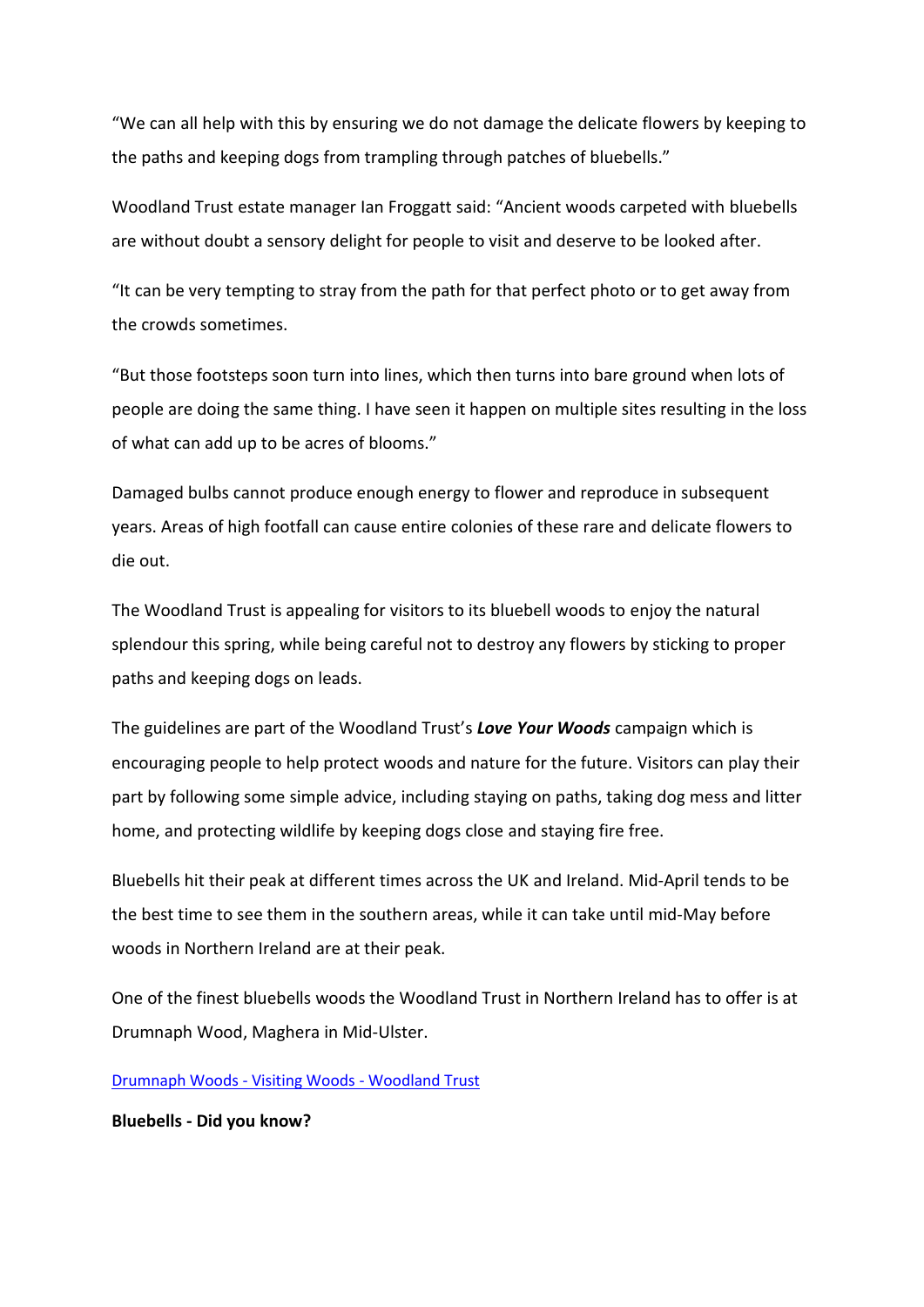"We can all help with this by ensuring we do not damage the delicate flowers by keeping to the paths and keeping dogs from trampling through patches of bluebells."

Woodland Trust estate manager Ian Froggatt said: "Ancient woods carpeted with bluebells are without doubt a sensory delight for people to visit and deserve to be looked after.

"It can be very tempting to stray from the path for that perfect photo or to get away from the crowds sometimes.

"But those footsteps soon turn into lines, which then turns into bare ground when lots of people are doing the same thing. I have seen it happen on multiple sites resulting in the loss of what can add up to be acres of blooms."

Damaged bulbs cannot produce enough energy to flower and reproduce in subsequent years. Areas of high footfall can cause entire colonies of these rare and delicate flowers to die out.

The Woodland Trust is appealing for visitors to its bluebell woods to enjoy the natural splendour this spring, while being careful not to destroy any flowers by sticking to proper paths and keeping dogs on leads.

The guidelines are part of the Woodland Trust's ***Love Your Woods*** campaign which is encouraging people to help protect woods and nature for the future. Visitors can play their part by following some simple advice, including staying on paths, taking dog mess and litter home, and protecting wildlife by keeping dogs close and staying fire free.

Bluebells hit their peak at different times across the UK and Ireland. Mid-April tends to be the best time to see them in the southern areas, while it can take until mid-May before woods in Northern Ireland are at their peak.

One of the finest bluebells woods the Woodland Trust in Northern Ireland has to offer is at Drumnaph Wood, Maghera in Mid-Ulster.

Drumnaph Woods - Visiting Woods - Woodland Trust

**Bluebells - Did you know?**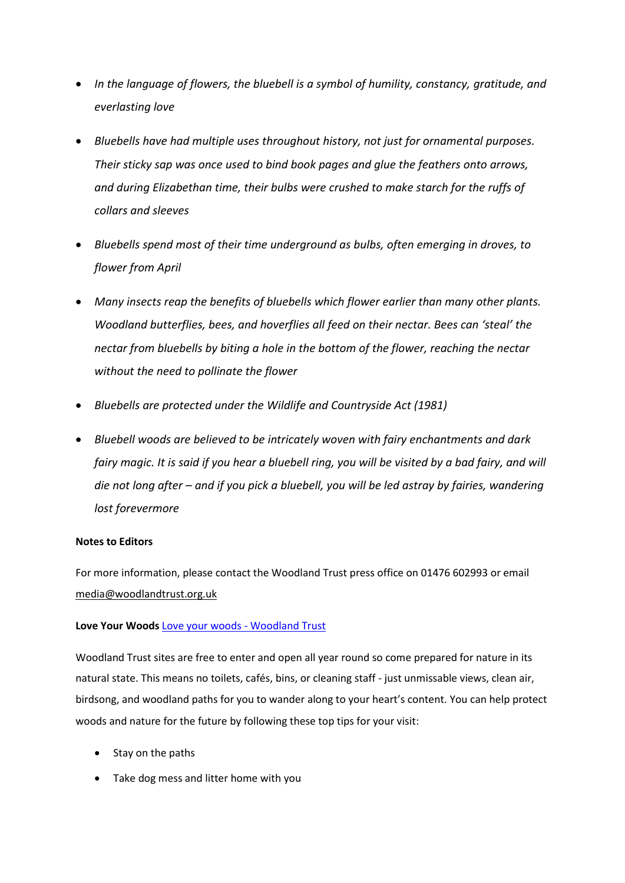- *In the language of flowers, the bluebell is a symbol of humility, constancy, gratitude, and everlasting love*
- *Bluebells have had multiple uses throughout history, not just for ornamental purposes. Their sticky sap was once used to bind book pages and glue the feathers onto arrows, and during Elizabethan time, their bulbs were crushed to make starch for the ruffs of collars and sleeves*
- *Bluebells spend most of their time underground as bulbs, often emerging in droves, to flower from April*
- *Many insects reap the benefits of bluebells which flower earlier than many other plants. Woodland butterflies, bees, and hoverflies all feed on their nectar. Bees can 'steal' the nectar from bluebells by biting a hole in the bottom of the flower, reaching the nectar without the need to pollinate the flower*
- *Bluebells are protected under the Wildlife and Countryside Act (1981)*
- *Bluebell woods are believed to be intricately woven with fairy enchantments and dark fairy magic. It is said if you hear a bluebell ring, you will be visited by a bad fairy, and will die not long after – and if you pick a bluebell, you will be led astray by fairies, wandering lost forevermore*

**Notes to Editors**

For more information, please contact the Woodland Trust press office on 01476 602993 or email media@woodlandtrust.org.uk

**Love Your Woods** Love your woods - Woodland Trust

Woodland Trust sites are free to enter and open all year round so come prepared for nature in its natural state. This means no toilets, cafés, bins, or cleaning staff - just unmissable views, clean air, birdsong, and woodland paths for you to wander along to your heart's content. You can help protect woods and nature for the future by following these top tips for your visit:

- Stay on the paths
- Take dog mess and litter home with you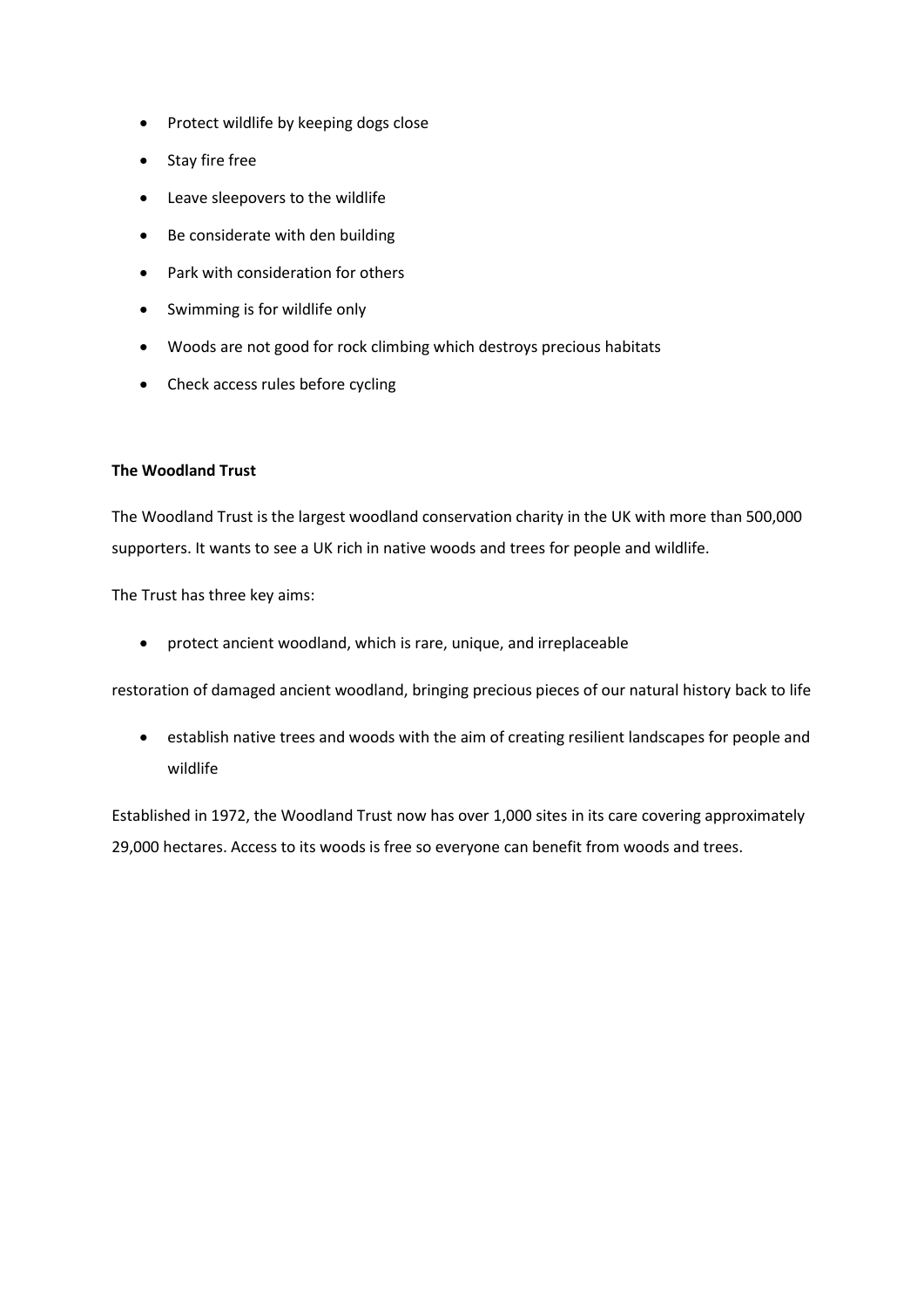- Protect wildlife by keeping dogs close
- Stay fire free
- Leave sleepovers to the wildlife
- Be considerate with den building
- Park with consideration for others
- Swimming is for wildlife only
- Woods are not good for rock climbing which destroys precious habitats
- Check access rules before cycling

**The Woodland Trust**

The Woodland Trust is the largest woodland conservation charity in the UK with more than 500,000 supporters. It wants to see a UK rich in native woods and trees for people and wildlife.

The Trust has three key aims:

- protect ancient woodland, which is rare, unique, and irreplaceable

restoration of damaged ancient woodland, bringing precious pieces of our natural history back to life

- establish native trees and woods with the aim of creating resilient landscapes for people and wildlife

Established in 1972, the Woodland Trust now has over 1,000 sites in its care covering approximately 29,000 hectares. Access to its woods is free so everyone can benefit from woods and trees.